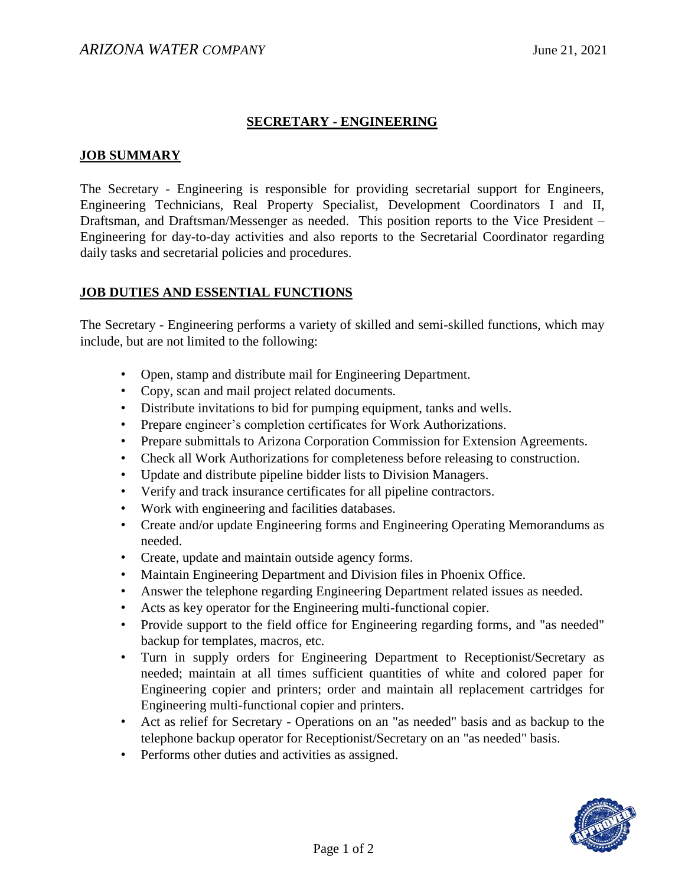*ARIZONA WATER COMPANY* June 21, 2021

# SECRETARY - ENGINEERING

## JOB SUMMARY

The Secretary - Engineering is responsible for providing secretarial support for Engineers, Engineering Technicians, Real Property Specialist, Development Coordinators I and II, Draftsman, and Draftsman/Messenger as needed. This position reports to the Vice President – Engineering for day-to-day activities and also reports to the Secretarial Coordinator regarding daily tasks and secretarial policies and procedures.

## JOB DUTIES AND ESSENTIAL FUNCTIONS

The Secretary - Engineering performs a variety of skilled and semi-skilled functions, which may include, but are not limited to the following:

- Open, stamp and distribute mail for Engineering Department.
- Copy, scan and mail project related documents.
- Distribute invitations to bid for pumping equipment, tanks and wells.
- Prepare engineer's completion certificates for Work Authorizations.
- Prepare submittals to Arizona Corporation Commission for Extension Agreements.
- Check all Work Authorizations for completeness before releasing to construction.
- Update and distribute pipeline bidder lists to Division Managers.
- Verify and track insurance certificates for all pipeline contractors.
- Work with engineering and facilities databases.
- Create and/or update Engineering forms and Engineering Operating Memorandums as needed.
- Create, update and maintain outside agency forms.
- Maintain Engineering Department and Division files in Phoenix Office.
- Answer the telephone regarding Engineering Department related issues as needed.
- Acts as key operator for the Engineering multi-functional copier.
- Provide support to the field office for Engineering regarding forms, and "as needed" backup for templates, macros, etc.
- Turn in supply orders for Engineering Department to Receptionist/Secretary as needed; maintain at all times sufficient quantities of white and colored paper for Engineering copier and printers; order and maintain all replacement cartridges for Engineering multi-functional copier and printers.
- Act as relief for Secretary - Operations on an "as needed" basis and as backup to the telephone backup operator for Receptionist/Secretary on an "as needed" basis.
- Performs other duties and activities as assigned.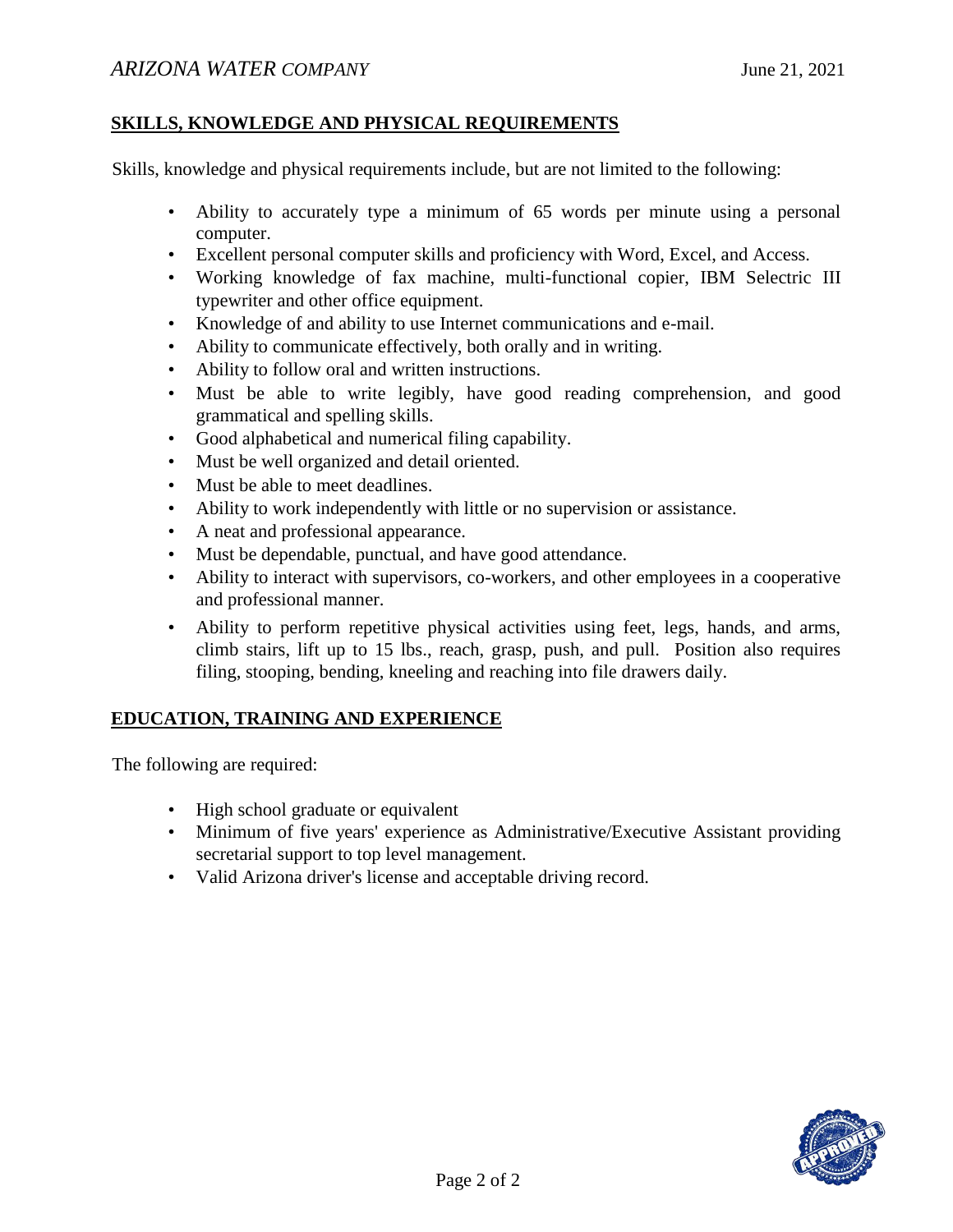## SKILLS, KNOWLEDGE AND PHYSICAL REQUIREMENTS

Skills, knowledge and physical requirements include, but are not limited to the following:

- Ability to accurately type a minimum of 65 words per minute using a personal computer.
- Excellent personal computer skills and proficiency with Word, Excel, and Access.
- Working knowledge of fax machine, multi-functional copier, IBM Selectric III typewriter and other office equipment.
- Knowledge of and ability to use Internet communications and e-mail.
- Ability to communicate effectively, both orally and in writing.
- Ability to follow oral and written instructions.
- Must be able to write legibly, have good reading comprehension, and good grammatical and spelling skills.
- Good alphabetical and numerical filing capability.
- Must be well organized and detail oriented.
- Must be able to meet deadlines.
- Ability to work independently with little or no supervision or assistance.
- A neat and professional appearance.
- Must be dependable, punctual, and have good attendance.
- Ability to interact with supervisors, co-workers, and other employees in a cooperative and professional manner.
- Ability to perform repetitive physical activities using feet, legs, hands, and arms, climb stairs, lift up to 15 lbs., reach, grasp, push, and pull. Position also requires filing, stooping, bending, kneeling and reaching into file drawers daily.

## EDUCATION, TRAINING AND EXPERIENCE

The following are required:

- High school graduate or equivalent
- Minimum of five years' experience as Administrative/Executive Assistant providing secretarial support to top level management.
- Valid Arizona driver's license and acceptable driving record.